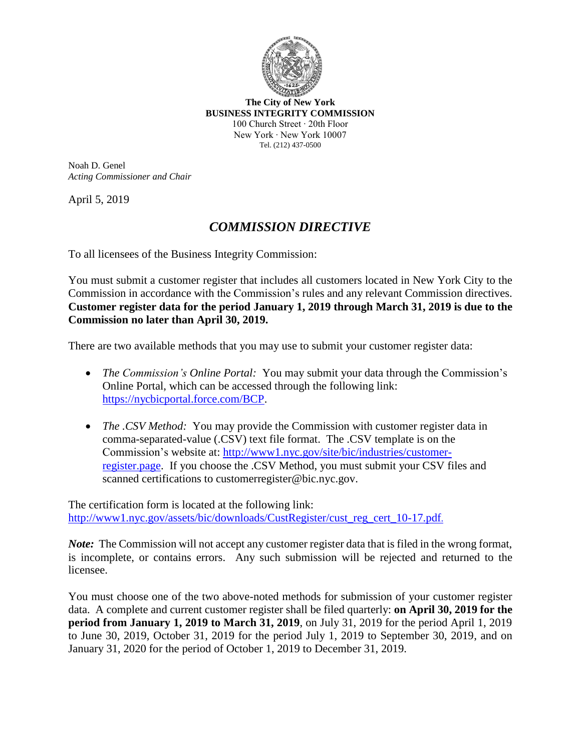**The City of New York**
**BUSINESS INTEGRITY COMMISSION**
100 Church Street · 20th Floor
New York · New York 10007
Tel. (212) 437-0500

Noah D. Genel
*Acting Commissioner and Chair*

April 5, 2019

## *COMMISSION DIRECTIVE*

To all licensees of the Business Integrity Commission:

You must submit a customer register that includes all customers located in New York City to the Commission in accordance with the Commission's rules and any relevant Commission directives. **Customer register data for the period January 1, 2019 through March 31, 2019 is due to the Commission no later than April 30, 2019.**

There are two available methods that you may use to submit your customer register data:

- *The Commission's Online Portal:* You may submit your data through the Commission's Online Portal, which can be accessed through the following link: [https://nycbicportal.force.com/BCP](https://nycbicportal.force.com/BCP).

- *The .CSV Method:* You may provide the Commission with customer register data in comma-separated-value (.CSV) text file format. The .CSV template is on the Commission's website at: [http://www1.nyc.gov/site/bic/industries/customer-register.page](http://www1.nyc.gov/site/bic/industries/customer-register.page). If you choose the .CSV Method, you must submit your CSV files and scanned certifications to customerregister@bic.nyc.gov.

The certification form is located at the following link:
[http://www1.nyc.gov/assets/bic/downloads/CustRegister/cust_reg_cert_10-17.pdf](http://www1.nyc.gov/assets/bic/downloads/CustRegister/cust_reg_cert_10-17.pdf).

***Note:*** The Commission will not accept any customer register data that is filed in the wrong format, is incomplete, or contains errors. Any such submission will be rejected and returned to the licensee.

You must choose one of the two above-noted methods for submission of your customer register data. A complete and current customer register shall be filed quarterly: **on April 30, 2019 for the period from January 1, 2019 to March 31, 2019**, on July 31, 2019 for the period April 1, 2019 to June 30, 2019, October 31, 2019 for the period July 1, 2019 to September 30, 2019, and on January 31, 2020 for the period of October 1, 2019 to December 31, 2019.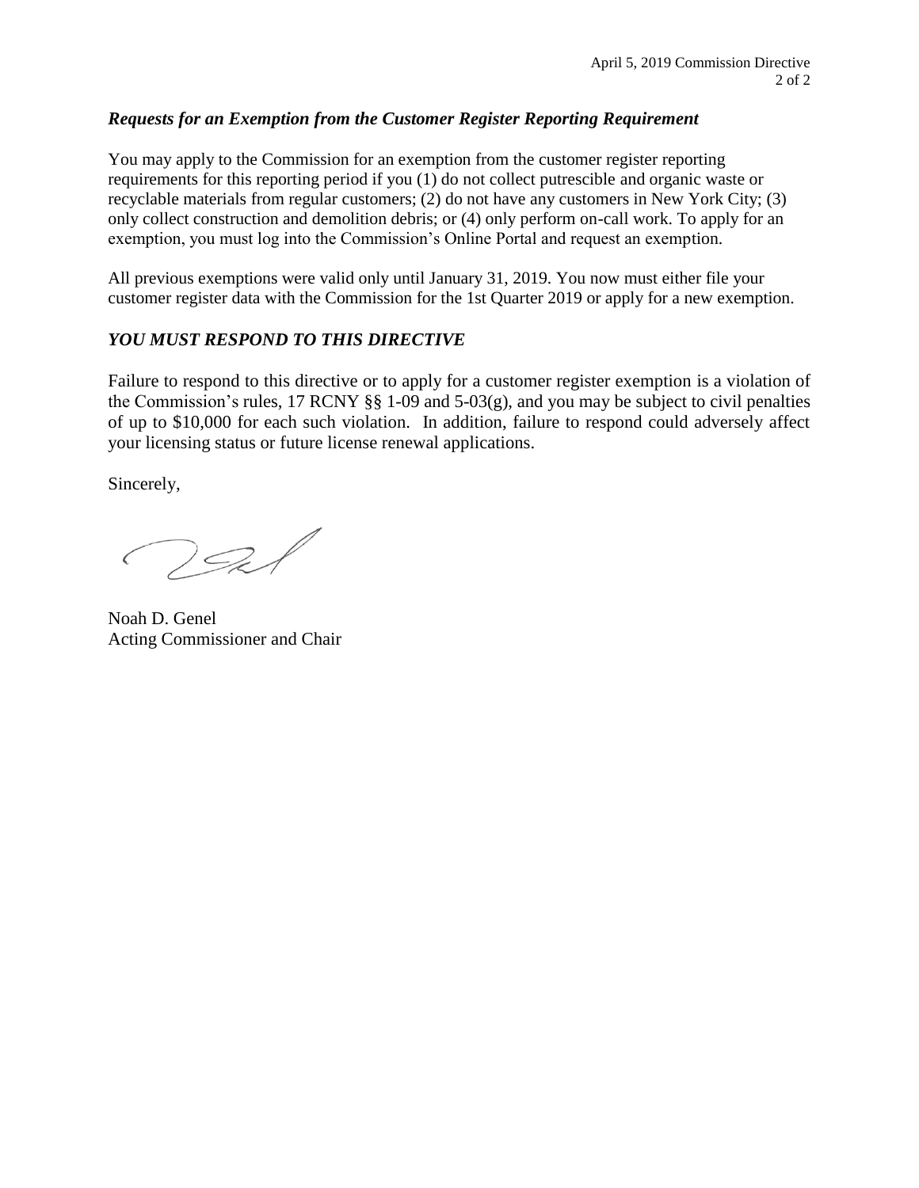*Requests for an Exemption from the Customer Register Reporting Requirement*

You may apply to the Commission for an exemption from the customer register reporting requirements for this reporting period if you (1) do not collect putrescible and organic waste or recyclable materials from regular customers; (2) do not have any customers in New York City; (3) only collect construction and demolition debris; or (4) only perform on-call work. To apply for an exemption, you must log into the Commission's Online Portal and request an exemption.

All previous exemptions were valid only until January 31, 2019. You now must either file your customer register data with the Commission for the 1st Quarter 2019 or apply for a new exemption.

*YOU MUST RESPOND TO THIS DIRECTIVE*

Failure to respond to this directive or to apply for a customer register exemption is a violation of the Commission's rules, 17 RCNY §§ 1-09 and 5-03(g), and you may be subject to civil penalties of up to $10,000 for each such violation. In addition, failure to respond could adversely affect your licensing status or future license renewal applications.

Sincerely,

Noah D. Genel
Acting Commissioner and Chair